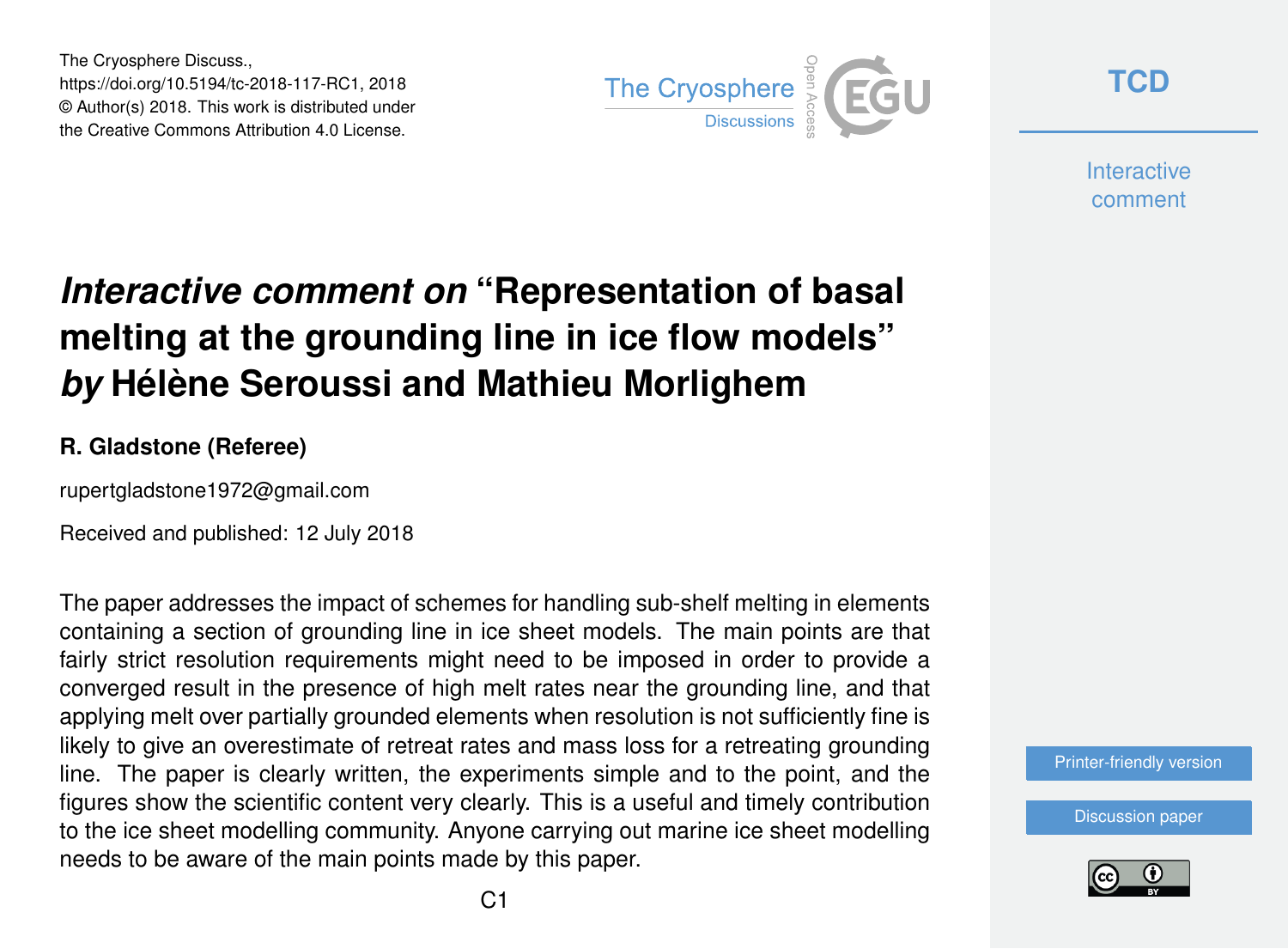The Cryosphere Discuss.,
https://doi.org/10.5194/tc-2018-117-RC1, 2018
© Author(s) 2018. This work is distributed under
the Creative Commons Attribution 4.0 License.

# *Interactive comment on* "Representation of basal melting at the grounding line in ice flow models" *by* Hélène Seroussi and Mathieu Morlighem

**R. Gladstone (Referee)**

rupertgladstone1972@gmail.com

Received and published: 12 July 2018

The paper addresses the impact of schemes for handling sub-shelf melting in elements containing a section of grounding line in ice sheet models. The main points are that fairly strict resolution requirements might need to be imposed in order to provide a converged result in the presence of high melt rates near the grounding line, and that applying melt over partially grounded elements when resolution is not sufficiently fine is likely to give an overestimate of retreat rates and mass loss for a retreating grounding line. The paper is clearly written, the experiments simple and to the point, and the figures show the scientific content very clearly. This is a useful and timely contribution to the ice sheet modelling community. Anyone carrying out marine ice sheet modelling needs to be aware of the main points made by this paper.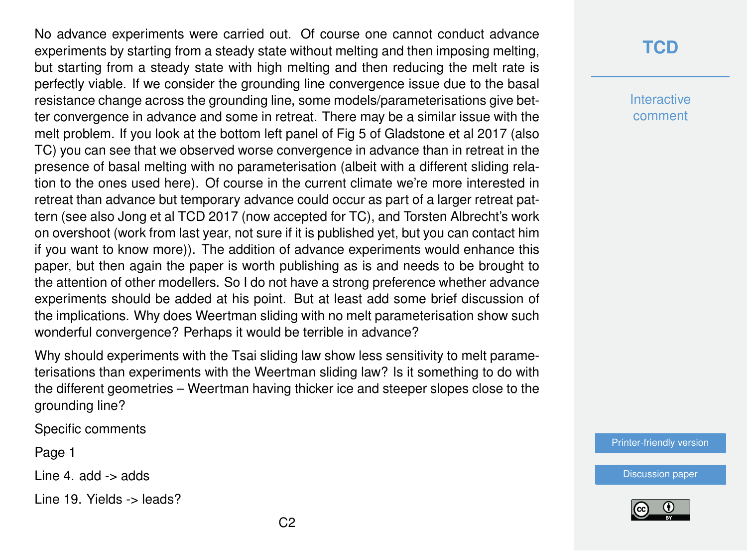No advance experiments were carried out. Of course one cannot conduct advance experiments by starting from a steady state without melting and then imposing melting, but starting from a steady state with high melting and then reducing the melt rate is perfectly viable. If we consider the grounding line convergence issue due to the basal resistance change across the grounding line, some models/parameterisations give better convergence in advance and some in retreat. There may be a similar issue with the melt problem. If you look at the bottom left panel of Fig 5 of Gladstone et al 2017 (also TC) you can see that we observed worse convergence in advance than in retreat in the presence of basal melting with no parameterisation (albeit with a different sliding relation to the ones used here). Of course in the current climate we're more interested in retreat than advance but temporary advance could occur as part of a larger retreat pattern (see also Jong et al TCD 2017 (now accepted for TC), and Torsten Albrecht's work on overshoot (work from last year, not sure if it is published yet, but you can contact him if you want to know more)). The addition of advance experiments would enhance this paper, but then again the paper is worth publishing as is and needs to be brought to the attention of other modellers. So I do not have a strong preference whether advance experiments should be added at his point. But at least add some brief discussion of the implications. Why does Weertman sliding with no melt parameterisation show such wonderful convergence? Perhaps it would be terrible in advance?

Why should experiments with the Tsai sliding law show less sensitivity to melt parameterisations than experiments with the Weertman sliding law? Is it something to do with the different geometries – Weertman having thicker ice and steeper slopes close to the grounding line?

Specific comments

Page 1

Line 4. add -> adds

Line 19. Yields -> leads?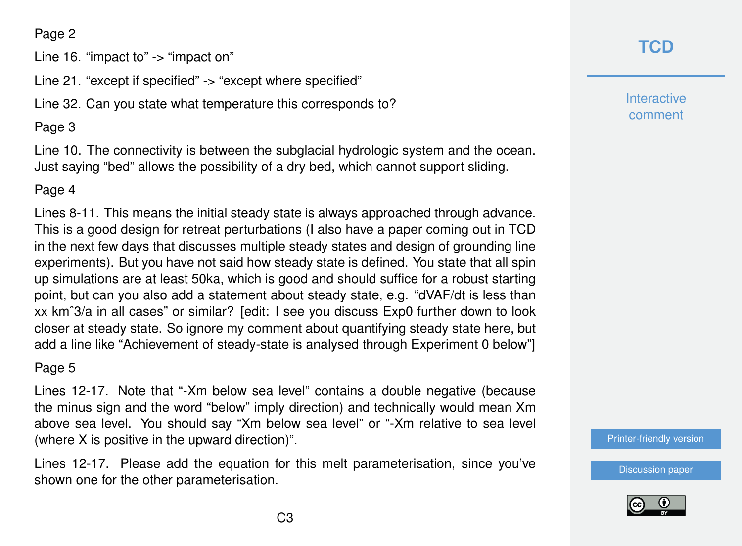Page 2

Line 16. “impact to” -> “impact on”

Line 21. “except if specified” -> “except where specified”

Line 32. Can you state what temperature this corresponds to?

Page 3

Line 10. The connectivity is between the subglacial hydrologic system and the ocean. Just saying “bed” allows the possibility of a dry bed, which cannot support sliding.

Page 4

Lines 8-11. This means the initial steady state is always approached through advance. This is a good design for retreat perturbations (I also have a paper coming out in TCD in the next few days that discusses multiple steady states and design of grounding line experiments). But you have not said how steady state is defined. You state that all spin up simulations are at least 50ka, which is good and should suffice for a robust starting point, but can you also add a statement about steady state, e.g. “dVAF/dt is less than xx km^3/a in all cases” or similar? [edit: I see you discuss Exp0 further down to look closer at steady state. So ignore my comment about quantifying steady state here, but add a line like “Achievement of steady-state is analysed through Experiment 0 below”]

Page 5

Lines 12-17. Note that “-Xm below sea level” contains a double negative (because the minus sign and the word “below” imply direction) and technically would mean Xm above sea level. You should say “Xm below sea level” or “-Xm relative to sea level (where X is positive in the upward direction)”.

Lines 12-17. Please add the equation for this melt parameterisation, since you’ve shown one for the other parameterisation.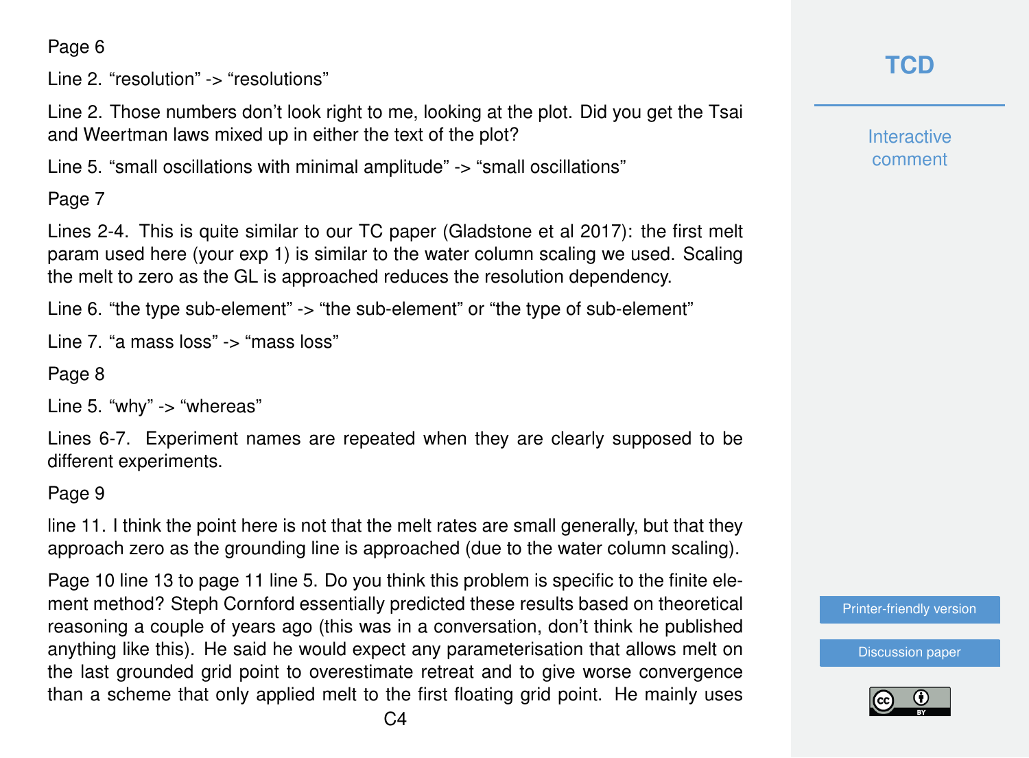Page 6

Line 2. “resolution” -> “resolutions”

Line 2. Those numbers don’t look right to me, looking at the plot. Did you get the Tsai and Weertman laws mixed up in either the text of the plot?

Line 5. “small oscillations with minimal amplitude” -> “small oscillations”

Page 7

Lines 2-4. This is quite similar to our TC paper (Gladstone et al 2017): the first melt param used here (your exp 1) is similar to the water column scaling we used. Scaling the melt to zero as the GL is approached reduces the resolution dependency.

Line 6. “the type sub-element” -> “the sub-element” or “the type of sub-element”

Line 7. “a mass loss” -> “mass loss”

Page 8

Line 5. “why” -> “whereas”

Lines 6-7. Experiment names are repeated when they are clearly supposed to be different experiments.

Page 9

line 11. I think the point here is not that the melt rates are small generally, but that they approach zero as the grounding line is approached (due to the water column scaling).

Page 10 line 13 to page 11 line 5. Do you think this problem is specific to the finite element method? Steph Cornford essentially predicted these results based on theoretical reasoning a couple of years ago (this was in a conversation, don’t think he published anything like this). He said he would expect any parameterisation that allows melt on the last grounded grid point to overestimate retreat and to give worse convergence than a scheme that only applied melt to the first floating grid point. He mainly uses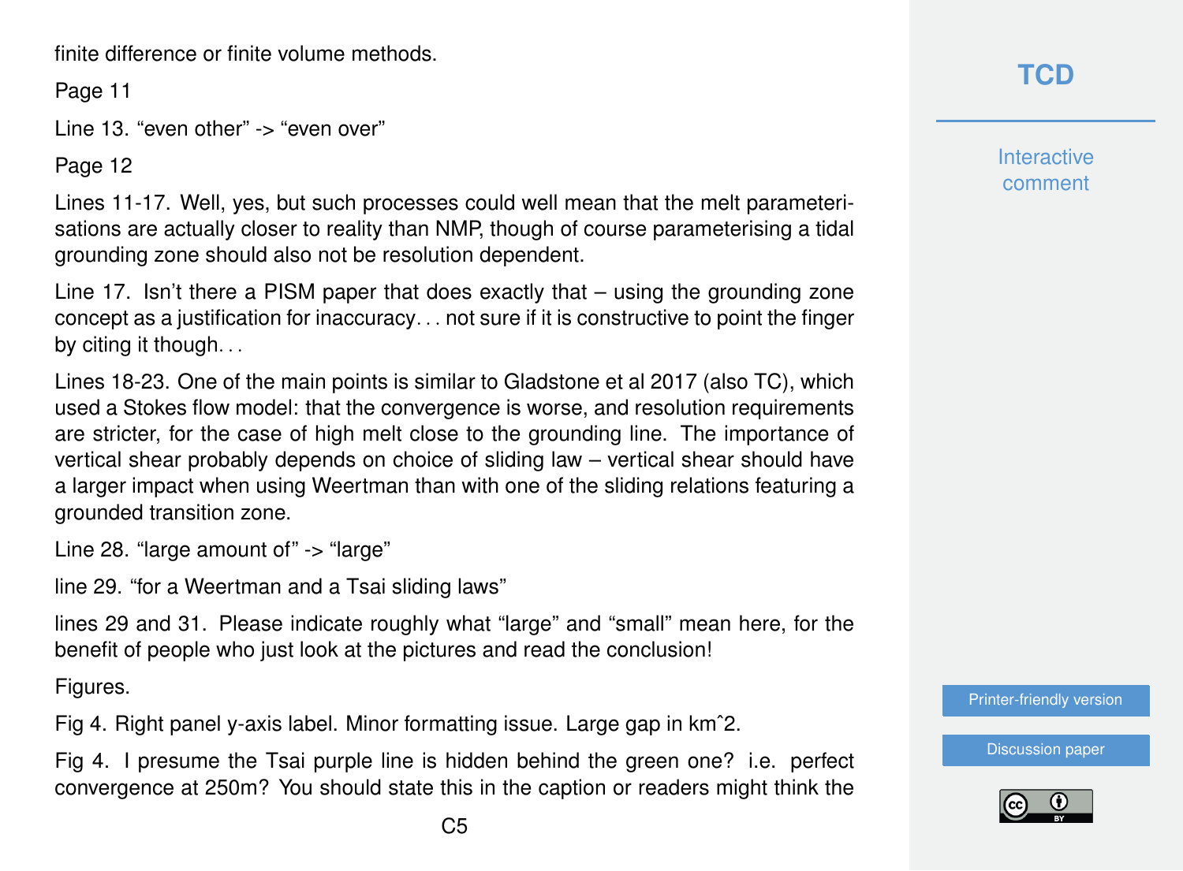finite difference or finite volume methods.

Page 11

Line 13. “even other” -> “even over”

Page 12

Lines 11-17. Well, yes, but such processes could well mean that the melt parameterisations are actually closer to reality than NMP, though of course parameterising a tidal grounding zone should also not be resolution dependent.

Line 17. Isn’t there a PISM paper that does exactly that – using the grounding zone concept as a justification for inaccuracy. . . not sure if it is constructive to point the finger by citing it though. . .

Lines 18-23. One of the main points is similar to Gladstone et al 2017 (also TC), which used a Stokes flow model: that the convergence is worse, and resolution requirements are stricter, for the case of high melt close to the grounding line. The importance of vertical shear probably depends on choice of sliding law – vertical shear should have a larger impact when using Weertman than with one of the sliding relations featuring a grounded transition zone.

Line 28. “large amount of” -> “large”

line 29. “for a Weertman and a Tsai sliding laws”

lines 29 and 31. Please indicate roughly what “large” and “small” mean here, for the benefit of people who just look at the pictures and read the conclusion!

Figures.

Fig 4. Right panel y-axis label. Minor formatting issue. Large gap in kmˆ2.

Fig 4. I presume the Tsai purple line is hidden behind the green one? i.e. perfect convergence at 250m? You should state this in the caption or readers might think the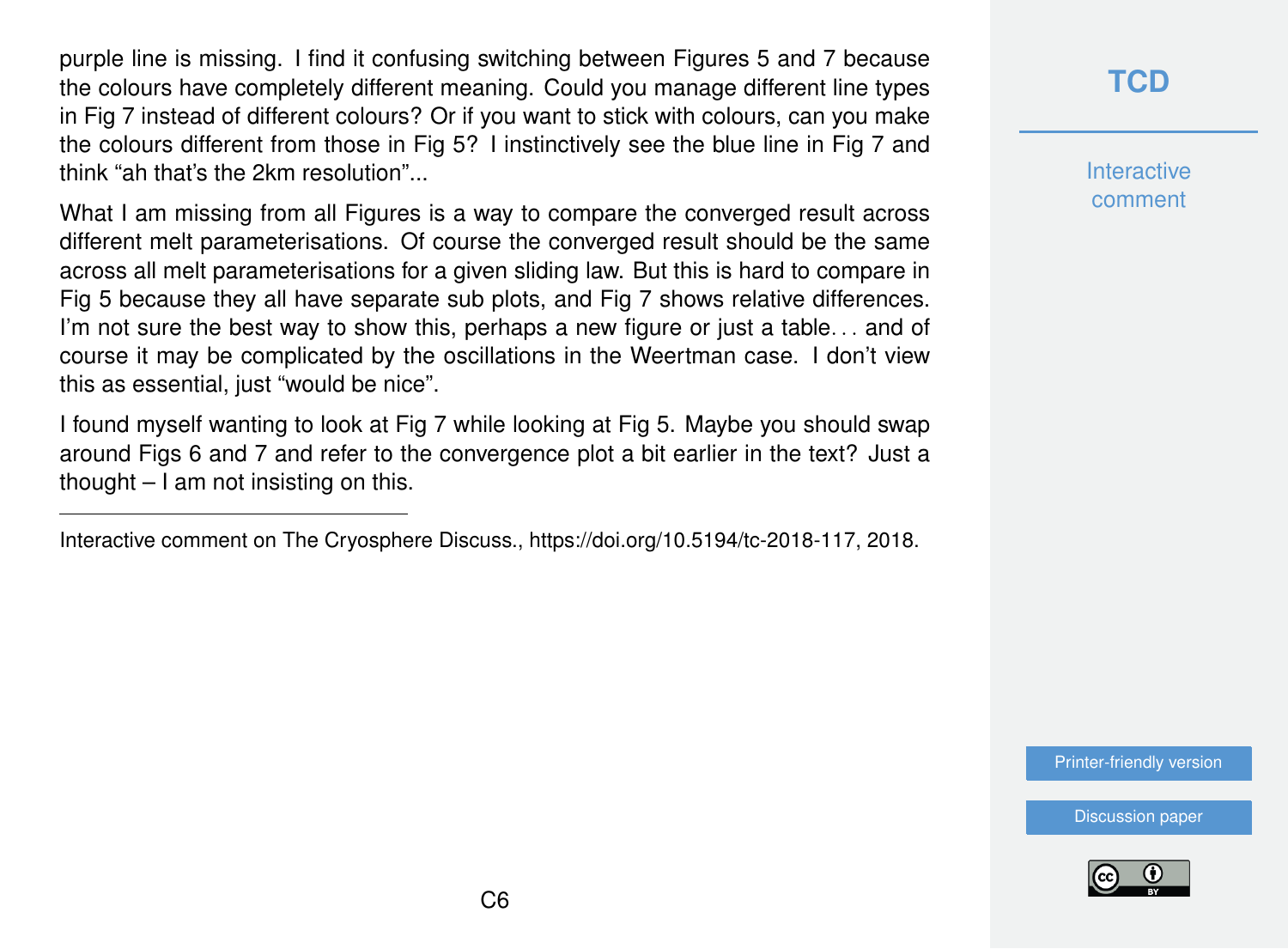purple line is missing. I find it confusing switching between Figures 5 and 7 because the colours have completely different meaning. Could you manage different line types in Fig 7 instead of different colours? Or if you want to stick with colours, can you make the colours different from those in Fig 5? I instinctively see the blue line in Fig 7 and think "ah that's the 2km resolution"...

What I am missing from all Figures is a way to compare the converged result across different melt parameterisations. Of course the converged result should be the same across all melt parameterisations for a given sliding law. But this is hard to compare in Fig 5 because they all have separate sub plots, and Fig 7 shows relative differences. I'm not sure the best way to show this, perhaps a new figure or just a table. . . and of course it may be complicated by the oscillations in the Weertman case. I don't view this as essential, just "would be nice".

I found myself wanting to look at Fig 7 while looking at Fig 5. Maybe you should swap around Figs 6 and 7 and refer to the convergence plot a bit earlier in the text? Just a thought – I am not insisting on this.

---

Interactive comment on The Cryosphere Discuss., https://doi.org/10.5194/tc-2018-117, 2018.